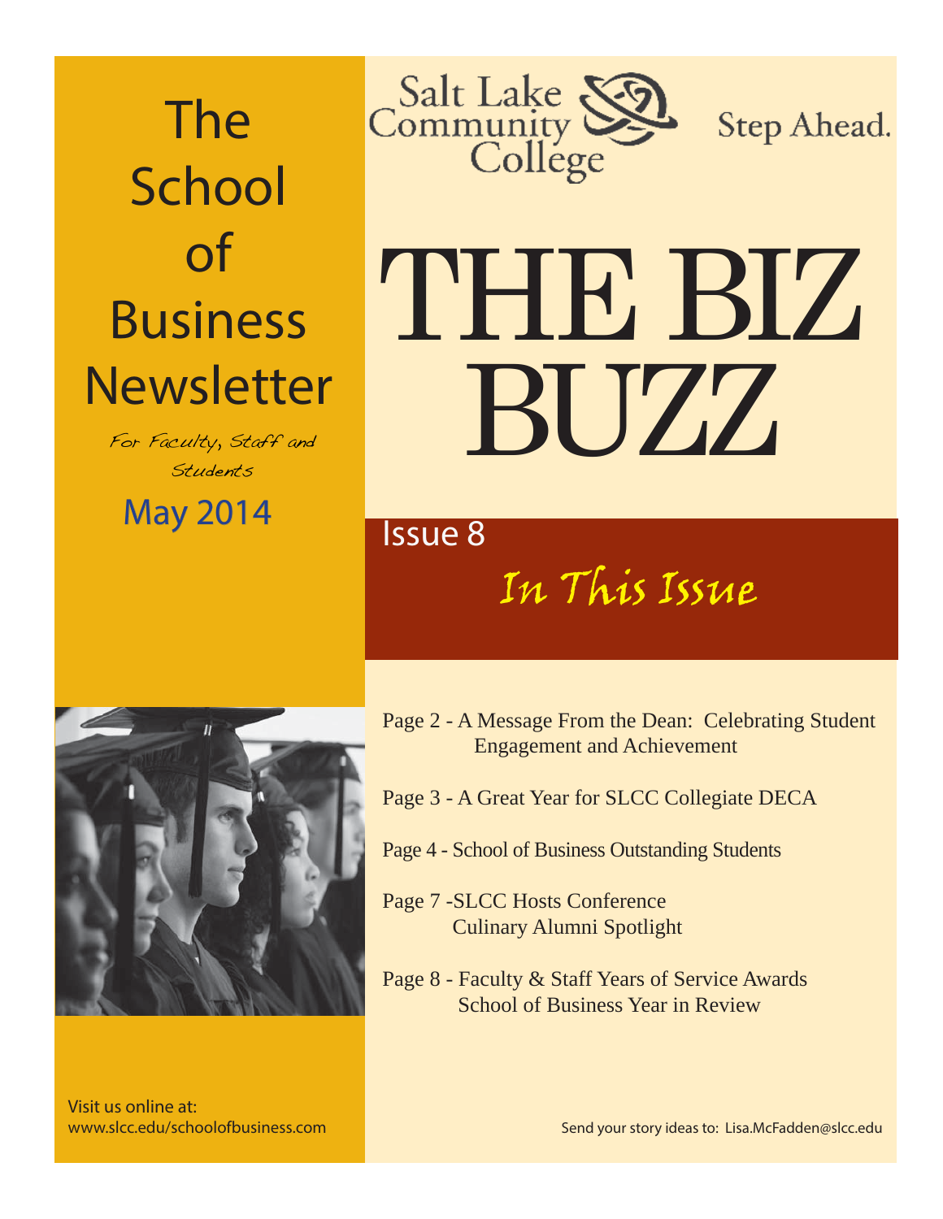# The School of Business Newsletter

*For Faculty, Staff and Students*

May 2014

Salt Lake Community College

Step Ahead.

# THE BIZ BUZZ

Issue 8

## *In This Issue*

Page 2 - A Message From the Dean: Celebrating Student Engagement and Achievement

Page 3 - A Great Year for SLCC Collegiate DECA

Page 4 - School of Business Outstanding Students

Page 7 -SLCC Hosts Conference
Culinary Alumni Spotlight

Page 8 - Faculty & Staff Years of Service Awards
School of Business Year in Review

Visit us online at:
www.slcc.edu/schoolofbusiness.com

Send your story ideas to: Lisa.McFadden@slcc.edu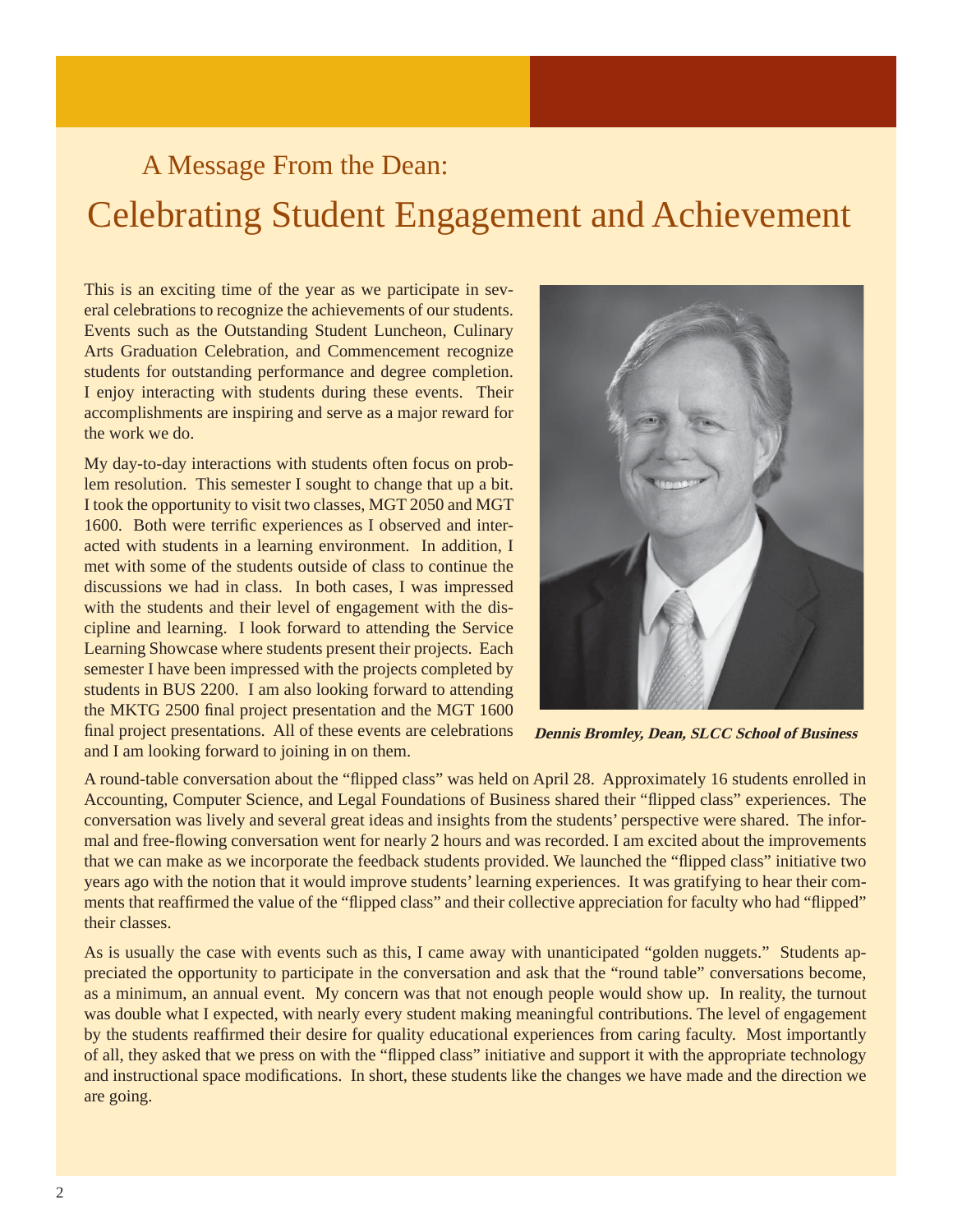## A Message From the Dean:

# Celebrating Student Engagement and Achievement

This is an exciting time of the year as we participate in several celebrations to recognize the achievements of our students. Events such as the Outstanding Student Luncheon, Culinary Arts Graduation Celebration, and Commencement recognize students for outstanding performance and degree completion. I enjoy interacting with students during these events. Their accomplishments are inspiring and serve as a major reward for the work we do.

My day-to-day interactions with students often focus on problem resolution. This semester I sought to change that up a bit. I took the opportunity to visit two classes, MGT 2050 and MGT 1600. Both were terrific experiences as I observed and interacted with students in a learning environment. In addition, I met with some of the students outside of class to continue the discussions we had in class. In both cases, I was impressed with the students and their level of engagement with the discipline and learning. I look forward to attending the Service Learning Showcase where students present their projects. Each semester I have been impressed with the projects completed by students in BUS 2200. I am also looking forward to attending the MKTG 2500 final project presentation and the MGT 1600 final project presentations. All of these events are celebrations and I am looking forward to joining in on them.

***Dennis Bromley, Dean, SLCC School of Business***

A round-table conversation about the "flipped class" was held on April 28. Approximately 16 students enrolled in Accounting, Computer Science, and Legal Foundations of Business shared their "flipped class" experiences. The conversation was lively and several great ideas and insights from the students' perspective were shared. The informal and free-flowing conversation went for nearly 2 hours and was recorded. I am excited about the improvements that we can make as we incorporate the feedback students provided. We launched the "flipped class" initiative two years ago with the notion that it would improve students' learning experiences. It was gratifying to hear their comments that reaffirmed the value of the "flipped class" and their collective appreciation for faculty who had "flipped" their classes.

As is usually the case with events such as this, I came away with unanticipated "golden nuggets." Students appreciated the opportunity to participate in the conversation and ask that the "round table" conversations become, as a minimum, an annual event. My concern was that not enough people would show up. In reality, the turnout was double what I expected, with nearly every student making meaningful contributions. The level of engagement by the students reaffirmed their desire for quality educational experiences from caring faculty. Most importantly of all, they asked that we press on with the "flipped class" initiative and support it with the appropriate technology and instructional space modifications. In short, these students like the changes we have made and the direction we are going.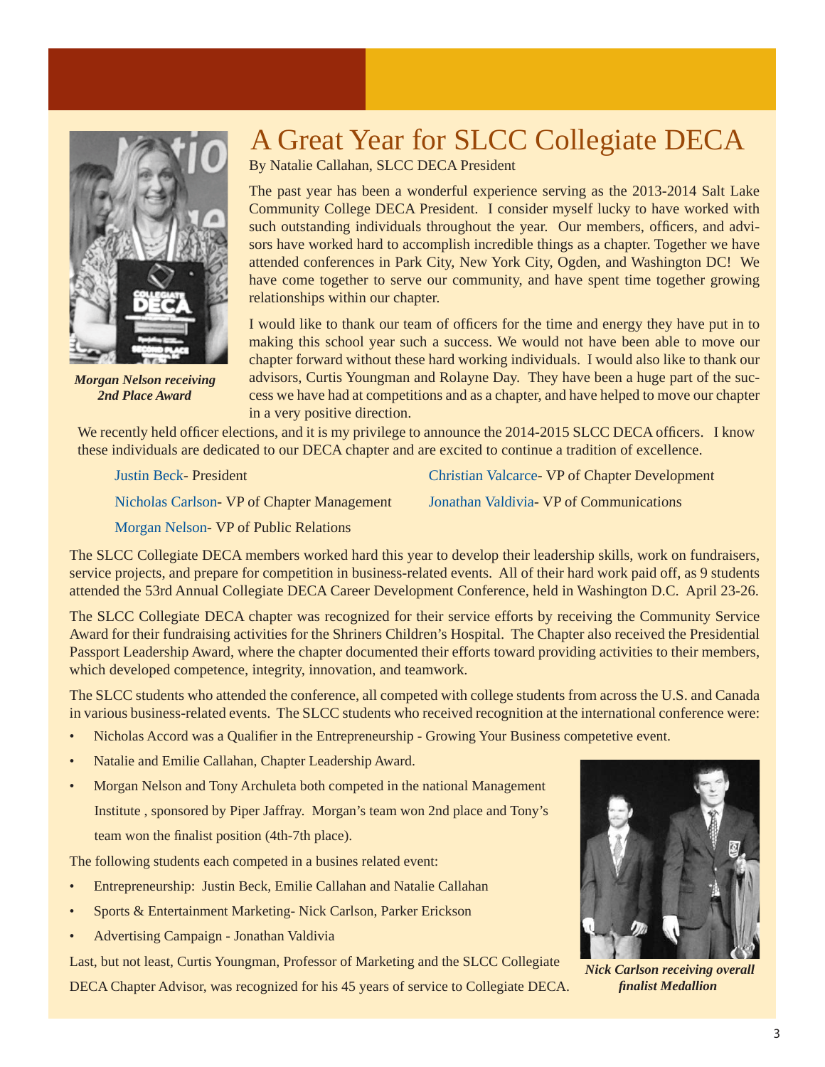# A Great Year for SLCC Collegiate DECA

By Natalie Callahan, SLCC DECA President

*Morgan Nelson receiving 2nd Place Award*

The past year has been a wonderful experience serving as the 2013-2014 Salt Lake Community College DECA President. I consider myself lucky to have worked with such outstanding individuals throughout the year. Our members, officers, and advisors have worked hard to accomplish incredible things as a chapter. Together we have attended conferences in Park City, New York City, Ogden, and Washington DC! We have come together to serve our community, and have spent time together growing relationships within our chapter.

I would like to thank our team of officers for the time and energy they have put in to making this school year such a success. We would not have been able to move our chapter forward without these hard working individuals. I would also like to thank our advisors, Curtis Youngman and Rolayne Day. They have been a huge part of the success we have had at competitions and as a chapter, and have helped to move our chapter in a very positive direction.

We recently held officer elections, and it is my privilege to announce the 2014-2015 SLCC DECA officers. I know these individuals are dedicated to our DECA chapter and are excited to continue a tradition of excellence.

Justin Beck- President

Nicholas Carlson- VP of Chapter Management

Morgan Nelson- VP of Public Relations

Christian Valcarce- VP of Chapter Development

Jonathan Valdivia- VP of Communications

The SLCC Collegiate DECA members worked hard this year to develop their leadership skills, work on fundraisers, service projects, and prepare for competition in business-related events. All of their hard work paid off, as 9 students attended the 53rd Annual Collegiate DECA Career Development Conference, held in Washington D.C. April 23-26.

The SLCC Collegiate DECA chapter was recognized for their service efforts by receiving the Community Service Award for their fundraising activities for the Shriners Children's Hospital. The Chapter also received the Presidential Passport Leadership Award, where the chapter documented their efforts toward providing activities to their members, which developed competence, integrity, innovation, and teamwork.

The SLCC students who attended the conference, all competed with college students from across the U.S. and Canada in various business-related events. The SLCC students who received recognition at the international conference were:

- Nicholas Accord was a Qualifier in the Entrepreneurship - Growing Your Business competetive event.
- Natalie and Emilie Callahan, Chapter Leadership Award.
- Morgan Nelson and Tony Archuleta both competed in the national Management Institute , sponsored by Piper Jaffray. Morgan's team won 2nd place and Tony's team won the finalist position (4th-7th place).

The following students each competed in a busines related event:

- Entrepreneurship: Justin Beck, Emilie Callahan and Natalie Callahan
- Sports & Entertainment Marketing- Nick Carlson, Parker Erickson
- Advertising Campaign - Jonathan Valdivia

Last, but not least, Curtis Youngman, Professor of Marketing and the SLCC Collegiate DECA Chapter Advisor, was recognized for his 45 years of service to Collegiate DECA.

*Nick Carlson receiving overall finalist Medallion*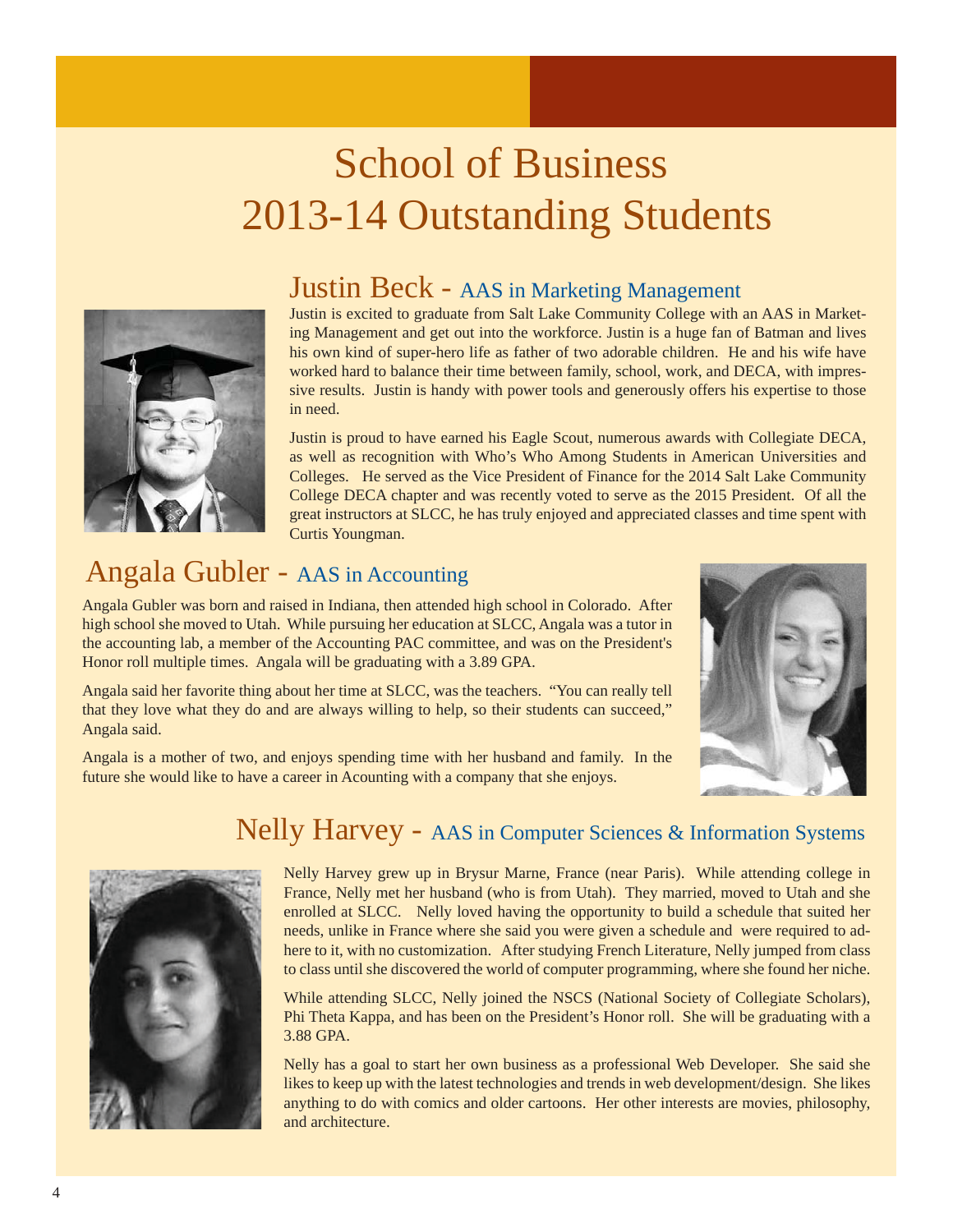# School of Business
# 2013-14 Outstanding Students

## Justin Beck - AAS in Marketing Management

Justin is excited to graduate from Salt Lake Community College with an AAS in Marketing Management and get out into the workforce. Justin is a huge fan of Batman and lives his own kind of super-hero life as father of two adorable children. He and his wife have worked hard to balance their time between family, school, work, and DECA, with impressive results. Justin is handy with power tools and generously offers his expertise to those in need.

Justin is proud to have earned his Eagle Scout, numerous awards with Collegiate DECA, as well as recognition with Who's Who Among Students in American Universities and Colleges. He served as the Vice President of Finance for the 2014 Salt Lake Community College DECA chapter and was recently voted to serve as the 2015 President. Of all the great instructors at SLCC, he has truly enjoyed and appreciated classes and time spent with Curtis Youngman.

## Angala Gubler - AAS in Accounting

Angala Gubler was born and raised in Indiana, then attended high school in Colorado. After high school she moved to Utah. While pursuing her education at SLCC, Angala was a tutor in the accounting lab, a member of the Accounting PAC committee, and was on the President's Honor roll multiple times. Angala will be graduating with a 3.89 GPA.

Angala said her favorite thing about her time at SLCC, was the teachers. "You can really tell that they love what they do and are always willing to help, so their students can succeed," Angala said.

Angala is a mother of two, and enjoys spending time with her husband and family. In the future she would like to have a career in Acounting with a company that she enjoys.

## Nelly Harvey - AAS in Computer Sciences & Information Systems

Nelly Harvey grew up in Brysur Marne, France (near Paris). While attending college in France, Nelly met her husband (who is from Utah). They married, moved to Utah and she enrolled at SLCC. Nelly loved having the opportunity to build a schedule that suited her needs, unlike in France where she said you were given a schedule and were required to adhere to it, with no customization. After studying French Literature, Nelly jumped from class to class until she discovered the world of computer programming, where she found her niche.

While attending SLCC, Nelly joined the NSCS (National Society of Collegiate Scholars), Phi Theta Kappa, and has been on the President's Honor roll. She will be graduating with a 3.88 GPA.

Nelly has a goal to start her own business as a professional Web Developer. She said she likes to keep up with the latest technologies and trends in web development/design. She likes anything to do with comics and older cartoons. Her other interests are movies, philosophy, and architecture.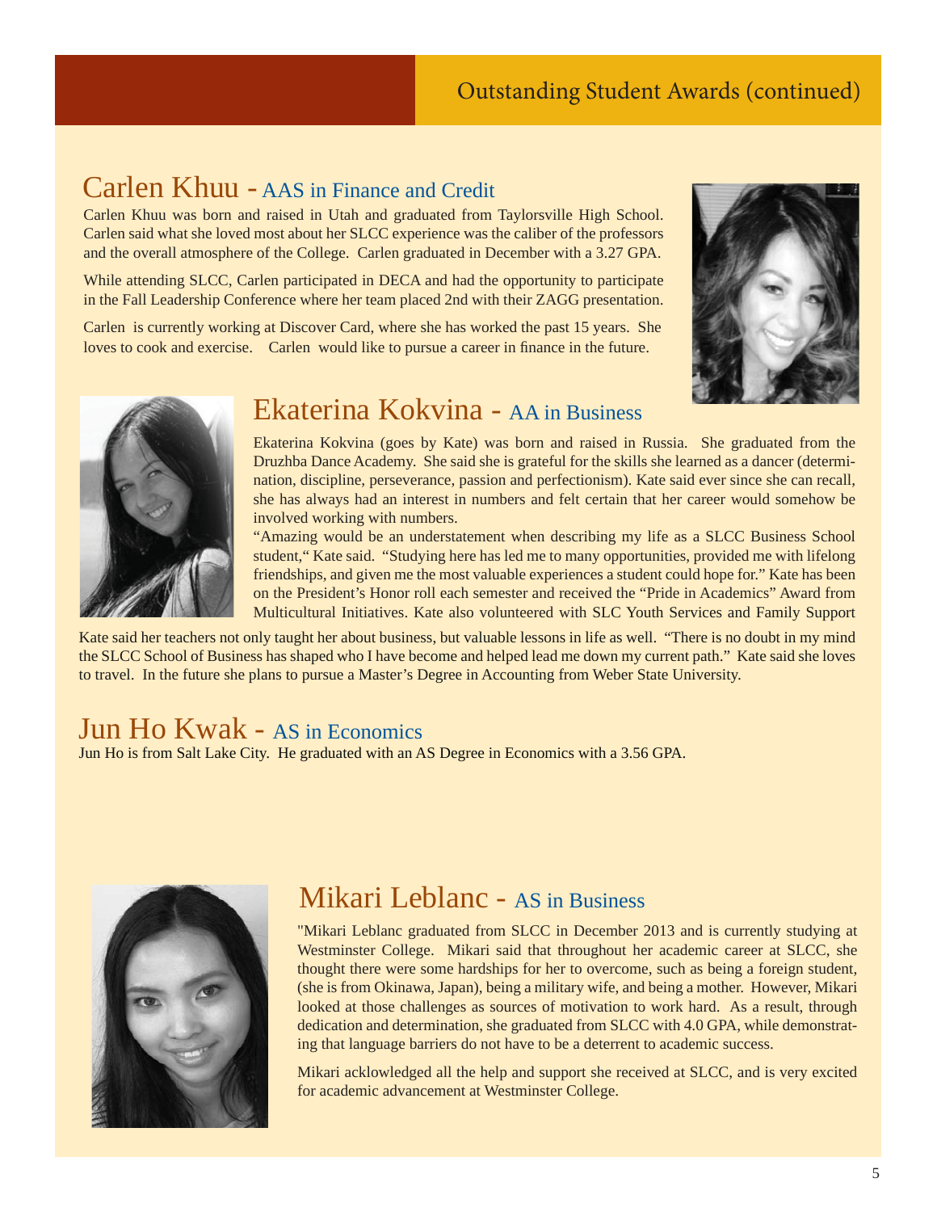# Outstanding Student Awards (continued)

## Carlen Khuu - AAS in Finance and Credit

Carlen Khuu was born and raised in Utah and graduated from Taylorsville High School. Carlen said what she loved most about her SLCC experience was the caliber of the professors and the overall atmosphere of the College. Carlen graduated in December with a 3.27 GPA.

While attending SLCC, Carlen participated in DECA and had the opportunity to participate in the Fall Leadership Conference where her team placed 2nd with their ZAGG presentation.

Carlen is currently working at Discover Card, where she has worked the past 15 years. She loves to cook and exercise. Carlen would like to pursue a career in finance in the future.

## Ekaterina Kokvina - AA in Business

Ekaterina Kokvina (goes by Kate) was born and raised in Russia. She graduated from the Druzhba Dance Academy. She said she is grateful for the skills she learned as a dancer (determination, discipline, perseverance, passion and perfectionism). Kate said ever since she can recall, she has always had an interest in numbers and felt certain that her career would somehow be involved working with numbers.

"Amazing would be an understatement when describing my life as a SLCC Business School student," Kate said. "Studying here has led me to many opportunities, provided me with lifelong friendships, and given me the most valuable experiences a student could hope for." Kate has been on the President's Honor roll each semester and received the "Pride in Academics" Award from Multicultural Initiatives. Kate also volunteered with SLC Youth Services and Family Support

Kate said her teachers not only taught her about business, but valuable lessons in life as well. "There is no doubt in my mind the SLCC School of Business has shaped who I have become and helped lead me down my current path." Kate said she loves to travel. In the future she plans to pursue a Master's Degree in Accounting from Weber State University.

## Jun Ho Kwak - AS in Economics

Jun Ho is from Salt Lake City. He graduated with an AS Degree in Economics with a 3.56 GPA.

## Mikari Leblanc - AS in Business

"Mikari Leblanc graduated from SLCC in December 2013 and is currently studying at Westminster College. Mikari said that throughout her academic career at SLCC, she thought there were some hardships for her to overcome, such as being a foreign student, (she is from Okinawa, Japan), being a military wife, and being a mother. However, Mikari looked at those challenges as sources of motivation to work hard. As a result, through dedication and determination, she graduated from SLCC with 4.0 GPA, while demonstrating that language barriers do not have to be a deterrent to academic success.

Mikari acklowledged all the help and support she received at SLCC, and is very excited for academic advancement at Westminster College.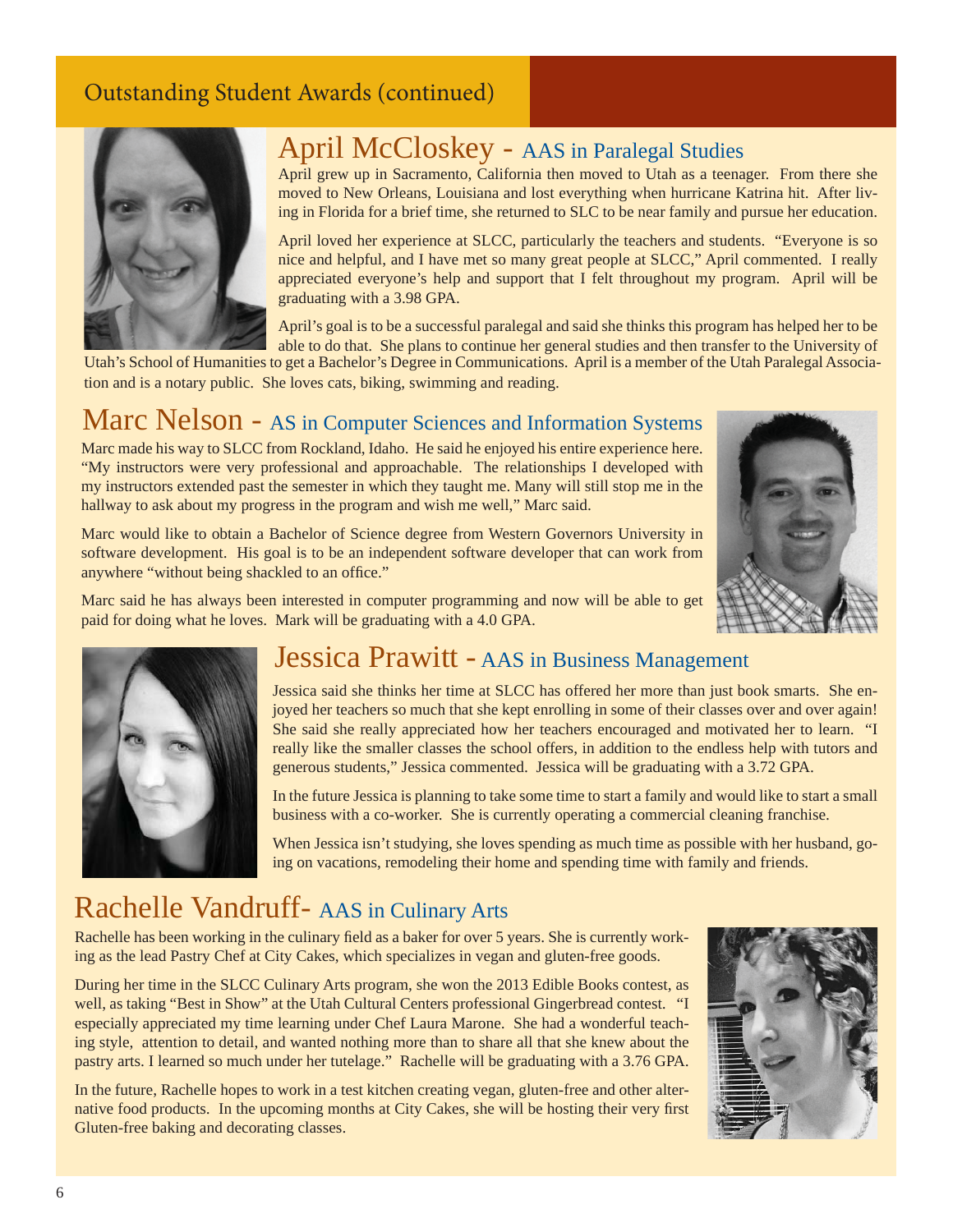## Outstanding Student Awards (continued)

### April McCloskey - AAS in Paralegal Studies

April grew up in Sacramento, California then moved to Utah as a teenager. From there she moved to New Orleans, Louisiana and lost everything when hurricane Katrina hit. After living in Florida for a brief time, she returned to SLC to be near family and pursue her education.

April loved her experience at SLCC, particularly the teachers and students. "Everyone is so nice and helpful, and I have met so many great people at SLCC," April commented. I really appreciated everyone's help and support that I felt throughout my program. April will be graduating with a 3.98 GPA.

April's goal is to be a successful paralegal and said she thinks this program has helped her to be able to do that. She plans to continue her general studies and then transfer to the University of Utah's School of Humanities to get a Bachelor's Degree in Communications. April is a member of the Utah Paralegal Association and is a notary public. She loves cats, biking, swimming and reading.

### Marc Nelson - AS in Computer Sciences and Information Systems

Marc made his way to SLCC from Rockland, Idaho. He said he enjoyed his entire experience here. "My instructors were very professional and approachable. The relationships I developed with my instructors extended past the semester in which they taught me. Many will still stop me in the hallway to ask about my progress in the program and wish me well," Marc said.

Marc would like to obtain a Bachelor of Science degree from Western Governors University in software development. His goal is to be an independent software developer that can work from anywhere "without being shackled to an office."

Marc said he has always been interested in computer programming and now will be able to get paid for doing what he loves. Mark will be graduating with a 4.0 GPA.

### Jessica Prawitt - AAS in Business Management

Jessica said she thinks her time at SLCC has offered her more than just book smarts. She enjoyed her teachers so much that she kept enrolling in some of their classes over and over again! She said she really appreciated how her teachers encouraged and motivated her to learn. "I really like the smaller classes the school offers, in addition to the endless help with tutors and generous students," Jessica commented. Jessica will be graduating with a 3.72 GPA.

In the future Jessica is planning to take some time to start a family and would like to start a small business with a co-worker. She is currently operating a commercial cleaning franchise.

When Jessica isn't studying, she loves spending as much time as possible with her husband, going on vacations, remodeling their home and spending time with family and friends.

### Rachelle Vandruff- AAS in Culinary Arts

Rachelle has been working in the culinary field as a baker for over 5 years. She is currently working as the lead Pastry Chef at City Cakes, which specializes in vegan and gluten-free goods.

During her time in the SLCC Culinary Arts program, she won the 2013 Edible Books contest, as well, as taking "Best in Show" at the Utah Cultural Centers professional Gingerbread contest. "I especially appreciated my time learning under Chef Laura Marone. She had a wonderful teaching style, attention to detail, and wanted nothing more than to share all that she knew about the pastry arts. I learned so much under her tutelage." Rachelle will be graduating with a 3.76 GPA.

In the future, Rachelle hopes to work in a test kitchen creating vegan, gluten-free and other alternative food products. In the upcoming months at City Cakes, she will be hosting their very first Gluten-free baking and decorating classes.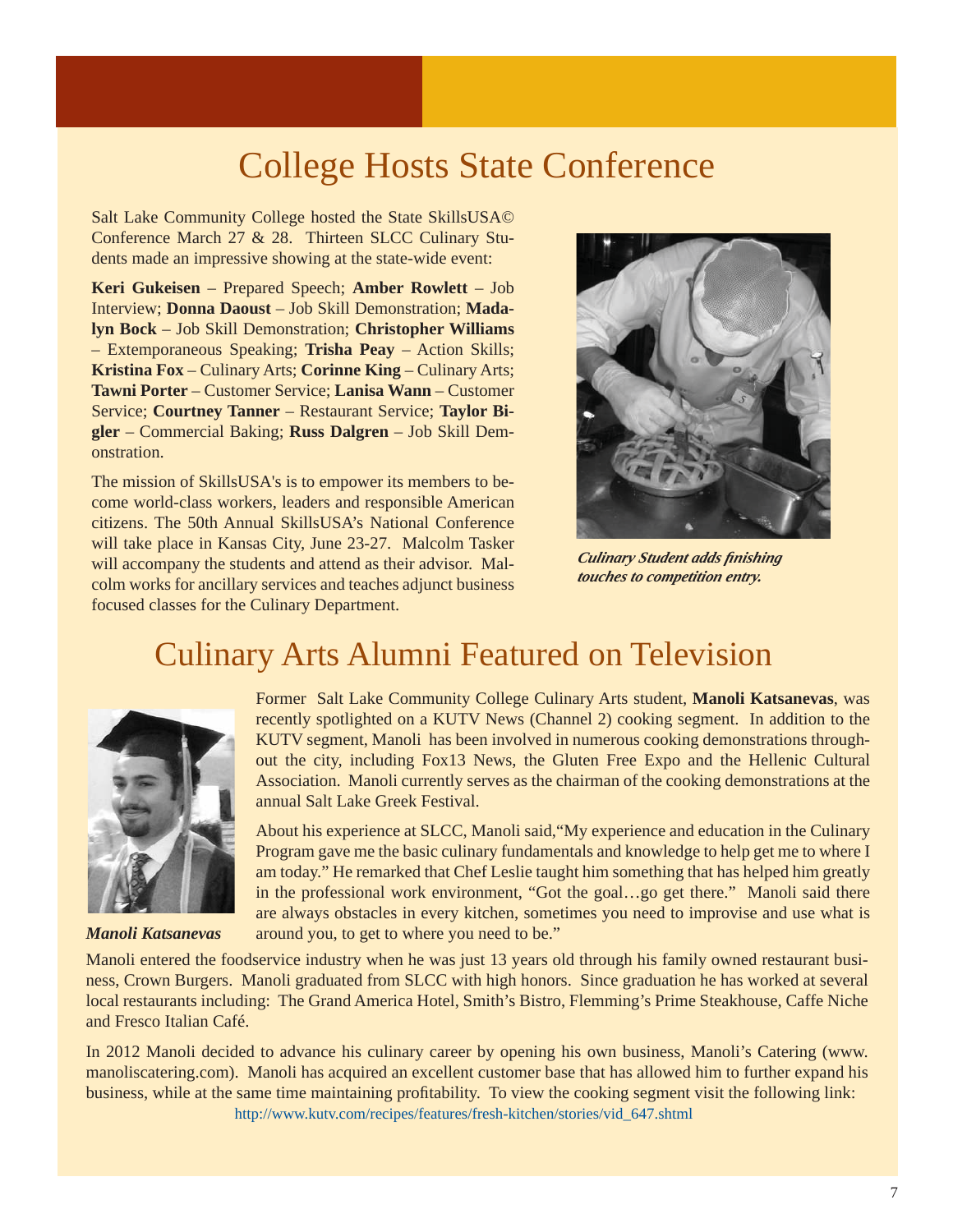# College Hosts State Conference

Salt Lake Community College hosted the State SkillsUSA© Conference March 27 & 28. Thirteen SLCC Culinary Students made an impressive showing at the state-wide event:

**Keri Gukeisen** – Prepared Speech; **Amber Rowlett** – Job Interview; **Donna Daoust** – Job Skill Demonstration; **Madalyn Bock** – Job Skill Demonstration; **Christopher Williams** – Extemporaneous Speaking; **Trisha Peay** – Action Skills; **Kristina Fox** – Culinary Arts; **Corinne King** – Culinary Arts; **Tawni Porter** – Customer Service; **Lanisa Wann** – Customer Service; **Courtney Tanner** – Restaurant Service; **Taylor Bigler** – Commercial Baking; **Russ Dalgren** – Job Skill Demonstration.

The mission of SkillsUSA's is to empower its members to become world-class workers, leaders and responsible American citizens. The 50th Annual SkillsUSA's National Conference will take place in Kansas City, June 23-27. Malcolm Tasker will accompany the students and attend as their advisor. Malcolm works for ancillary services and teaches adjunct business focused classes for the Culinary Department.

***Culinary Student adds finishing touches to competition entry.***

# Culinary Arts Alumni Featured on Television

***Manoli Katsanevas***

Former Salt Lake Community College Culinary Arts student, **Manoli Katsanevas**, was recently spotlighted on a KUTV News (Channel 2) cooking segment. In addition to the KUTV segment, Manoli has been involved in numerous cooking demonstrations throughout the city, including Fox13 News, the Gluten Free Expo and the Hellenic Cultural Association. Manoli currently serves as the chairman of the cooking demonstrations at the annual Salt Lake Greek Festival.

About his experience at SLCC, Manoli said,"My experience and education in the Culinary Program gave me the basic culinary fundamentals and knowledge to help get me to where I am today." He remarked that Chef Leslie taught him something that has helped him greatly in the professional work environment, "Got the goal…go get there." Manoli said there are always obstacles in every kitchen, sometimes you need to improvise and use what is around you, to get to where you need to be."

Manoli entered the foodservice industry when he was just 13 years old through his family owned restaurant business, Crown Burgers. Manoli graduated from SLCC with high honors. Since graduation he has worked at several local restaurants including: The Grand America Hotel, Smith's Bistro, Flemming's Prime Steakhouse, Caffe Niche and Fresco Italian Café.

In 2012 Manoli decided to advance his culinary career by opening his own business, Manoli's Catering (www.manoliscatering.com). Manoli has acquired an excellent customer base that has allowed him to further expand his business, while at the same time maintaining profitability. To view the cooking segment visit the following link:
http://www.kutv.com/recipes/features/fresh-kitchen/stories/vid_647.shtml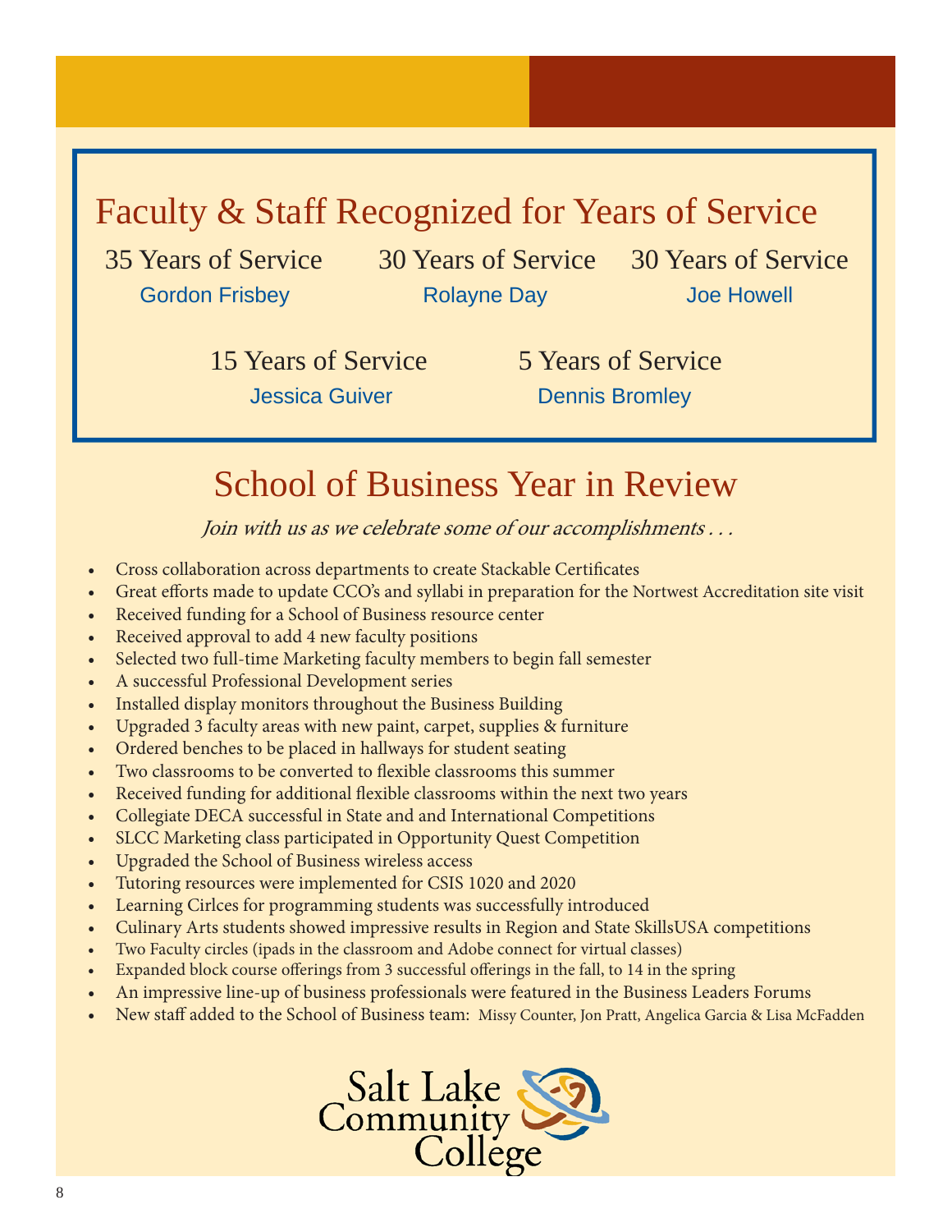# Faculty & Staff Recognized for Years of Service

35 Years of Service
Gordon Frisbey

30 Years of Service
Rolayne Day

30 Years of Service
Joe Howell

15 Years of Service
Jessica Guiver

5 Years of Service
Dennis Bromley

# School of Business Year in Review

*Join with us as we celebrate some of our accomplishments . . .*

- Cross collaboration across departments to create Stackable Certificates
- Great efforts made to update CCO's and syllabi in preparation for the Nortwest Accreditation site visit
- Received funding for a School of Business resource center
- Received approval to add 4 new faculty positions
- Selected two full-time Marketing faculty members to begin fall semester
- A successful Professional Development series
- Installed display monitors throughout the Business Building
- Upgraded 3 faculty areas with new paint, carpet, supplies & furniture
- Ordered benches to be placed in hallways for student seating
- Two classrooms to be converted to flexible classrooms this summer
- Received funding for additional flexible classrooms within the next two years
- Collegiate DECA successful in State and and International Competitions
- SLCC Marketing class participated in Opportunity Quest Competition
- Upgraded the School of Business wireless access
- Tutoring resources were implemented for CSIS 1020 and 2020
- Learning Cirlces for programming students was successfully introduced
- Culinary Arts students showed impressive results in Region and State SkillsUSA competitions
- Two Faculty circles (ipads in the classroom and Adobe connect for virtual classes)
- Expanded block course offerings from 3 successful offerings in the fall, to 14 in the spring
- An impressive line-up of business professionals were featured in the Business Leaders Forums
- New staff added to the School of Business team: Missy Counter, Jon Pratt, Angelica Garcia & Lisa McFadden

Salt Lake Community College